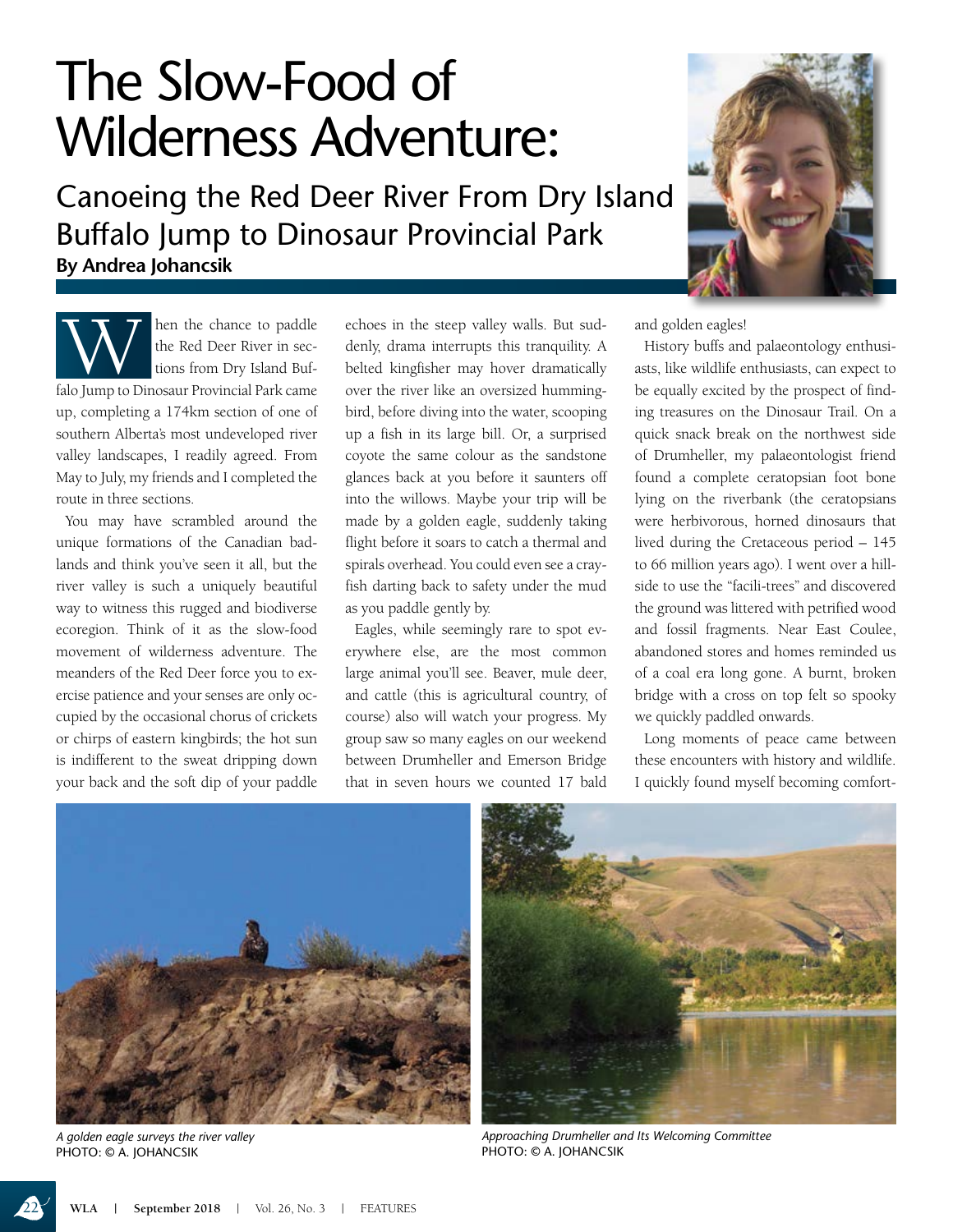# The Slow-Food of Wilderness Adventure:

## Canoeing the Red Deer River From Dry Island Buffalo Jump to Dinosaur Provincial Park

**By Andrea Johancsik**

When the chance to paddle the Red Deer River in sections from Dry Island Buffalo Jump to Dinosaur Provincial Park came up, completing a 174km section of one of southern Alberta's most undeveloped river valley landscapes, I readily agreed. From May to July, my friends and I completed the route in three sections.

You may have scrambled around the unique formations of the Canadian badlands and think you've seen it all, but the river valley is such a uniquely beautiful way to witness this rugged and biodiverse ecoregion. Think of it as the slow-food movement of wilderness adventure. The meanders of the Red Deer force you to exercise patience and your senses are only occupied by the occasional chorus of crickets or chirps of eastern kingbirds; the hot sun is indifferent to the sweat dripping down your back and the soft dip of your paddle echoes in the steep valley walls. But suddenly, drama interrupts this tranquility. A belted kingfisher may hover dramatically over the river like an oversized hummingbird, before diving into the water, scooping up a fish in its large bill. Or, a surprised coyote the same colour as the sandstone glances back at you before it saunters off into the willows. Maybe your trip will be made by a golden eagle, suddenly taking flight before it soars to catch a thermal and spirals overhead. You could even see a crayfish darting back to safety under the mud as you paddle gently by.

Eagles, while seemingly rare to spot everywhere else, are the most common large animal you'll see. Beaver, mule deer, and cattle (this is agricultural country, of course) also will watch your progress. My group saw so many eagles on our weekend between Drumheller and Emerson Bridge that in seven hours we counted 17 bald and golden eagles!

History buffs and palaeontology enthusiasts, like wildlife enthusiasts, can expect to be equally excited by the prospect of finding treasures on the Dinosaur Trail. On a quick snack break on the northwest side of Drumheller, my palaeontologist friend found a complete ceratopsian foot bone lying on the riverbank (the ceratopsians were herbivorous, horned dinosaurs that lived during the Cretaceous period – 145 to 66 million years ago). I went over a hillside to use the "facili-trees" and discovered the ground was littered with petrified wood and fossil fragments. Near East Coulee, abandoned stores and homes reminded us of a coal era long gone. A burnt, broken bridge with a cross on top felt so spooky we quickly paddled onwards.

Long moments of peace came between these encounters with history and wildlife. I quickly found myself becoming comfort-

*A golden eagle surveys the river valley*
PHOTO: © A. JOHANCSIK

*Approaching Drumheller and Its Welcoming Committee*
PHOTO: © A. JOHANCSIK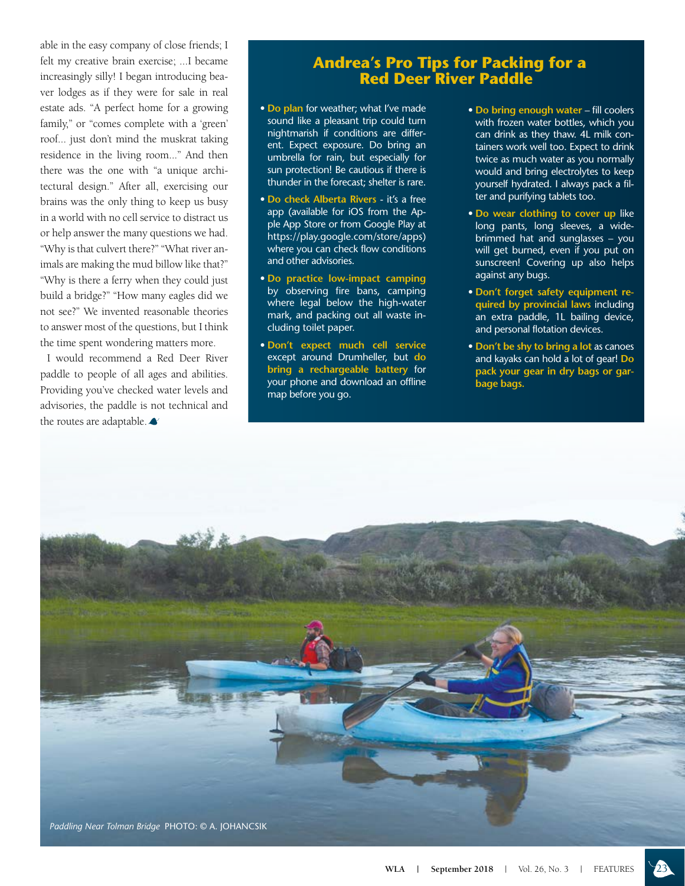able in the easy company of close friends; I felt my creative brain exercise; ...I became increasingly silly! I began introducing beaver lodges as if they were for sale in real estate ads. "A perfect home for a growing family," or "comes complete with a 'green' roof... just don't mind the muskrat taking residence in the living room..." And then there was the one with "a unique architectural design." After all, exercising our brains was the only thing to keep us busy in a world with no cell service to distract us or help answer the many questions we had. "Why is that culvert there?" "What river animals are making the mud billow like that?" "Why is there a ferry when they could just build a bridge?" "How many eagles did we not see?" We invented reasonable theories to answer most of the questions, but I think the time spent wondering matters more.

I would recommend a Red Deer River paddle to people of all ages and abilities. Providing you've checked water levels and advisories, the paddle is not technical and the routes are adaptable.

## Andrea's Pro Tips for Packing for a Red Deer River Paddle

- **Do plan** for weather; what I've made sound like a pleasant trip could turn nightmarish if conditions are different. Expect exposure. Do bring an umbrella for rain, but especially for sun protection! Be cautious if there is thunder in the forecast; shelter is rare.
- **Do check Alberta Rivers** - it's a free app (available for iOS from the Apple App Store or from Google Play at https://play.google.com/store/apps) where you can check flow conditions and other advisories.
- **Do practice low-impact camping** by observing fire bans, camping where legal below the high-water mark, and packing out all waste including toilet paper.
- **Don't expect much cell service** except around Drumheller, but **do bring a rechargeable battery** for your phone and download an offline map before you go.
- **Do bring enough water** – fill coolers with frozen water bottles, which you can drink as they thaw. 4L milk containers work well too. Expect to drink twice as much water as you normally would and bring electrolytes to keep yourself hydrated. I always pack a filter and purifying tablets too.
- **Do wear clothing to cover up** like long pants, long sleeves, a wide-brimmed hat and sunglasses – you will get burned, even if you put on sunscreen! Covering up also helps against any bugs.
- **Don't forget safety equipment required by provincial laws** including an extra paddle, 1L bailing device, and personal flotation devices.
- **Don't be shy to bring a lot** as canoes and kayaks can hold a lot of gear! **Do pack your gear in dry bags or garbage bags.**

*Paddling Near Tolman Bridge* PHOTO: © A. JOHANCSIK